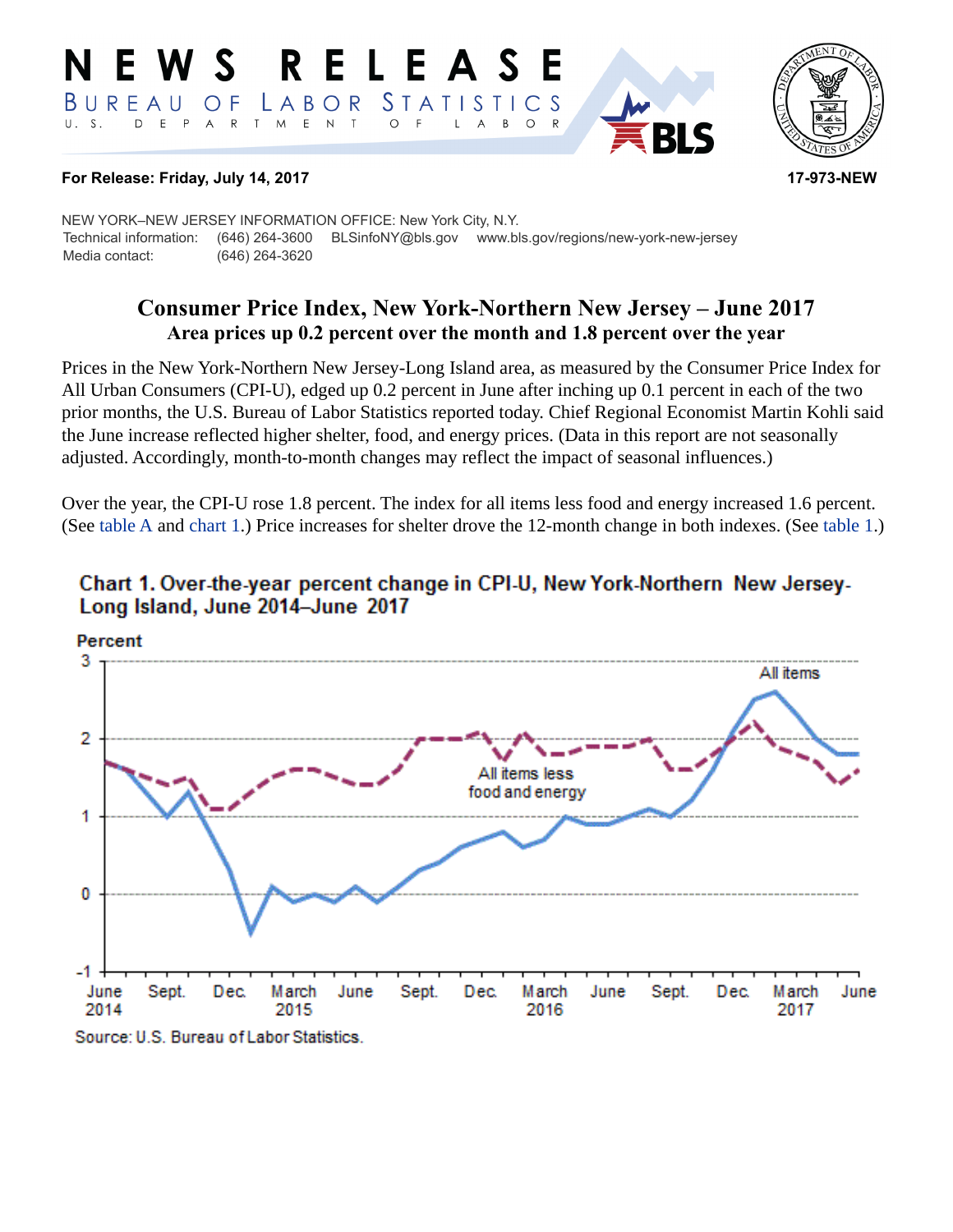# NEWS RELEASE

BUREAU OF LABOR STATISTICS
U. S. DEPARTMENT OF LABOR

**For Release: Friday, July 14, 2017** **17-973-NEW**

NEW YORK–NEW JERSEY INFORMATION OFFICE: New York City, N.Y.
Technical information: (646) 264-3600 BLSinfoNY@bls.gov www.bls.gov/regions/new-york-new-jersey
Media contact: (646) 264-3620

## Consumer Price Index, New York-Northern New Jersey – June 2017

### Area prices up 0.2 percent over the month and 1.8 percent over the year

Prices in the New York-Northern New Jersey-Long Island area, as measured by the Consumer Price Index for All Urban Consumers (CPI-U), edged up 0.2 percent in June after inching up 0.1 percent in each of the two prior months, the U.S. Bureau of Labor Statistics reported today. Chief Regional Economist Martin Kohli said the June increase reflected higher shelter, food, and energy prices. (Data in this report are not seasonally adjusted. Accordingly, month-to-month changes may reflect the impact of seasonal influences.)

Over the year, the CPI-U rose 1.8 percent. The index for all items less food and energy increased 1.6 percent. (See table A and chart 1.) Price increases for shelter drove the 12-month change in both indexes. (See table 1.)

**Chart 1. Over-the-year percent change in CPI-U, New York-Northern New Jersey-Long Island, June 2014–June 2017**

Source: U.S. Bureau of Labor Statistics.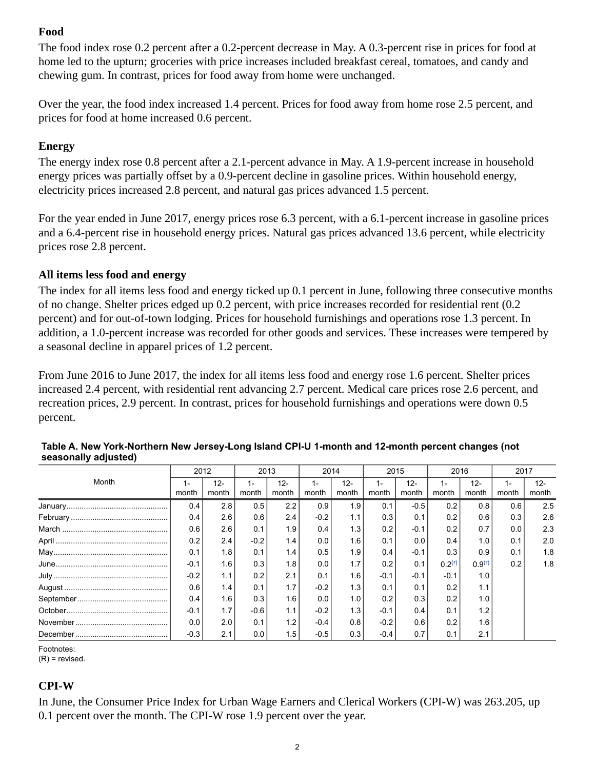### Food

The food index rose 0.2 percent after a 0.2-percent decrease in May. A 0.3-percent rise in prices for food at home led to the upturn; groceries with price increases included breakfast cereal, tomatoes, and candy and chewing gum. In contrast, prices for food away from home were unchanged.

Over the year, the food index increased 1.4 percent. Prices for food away from home rose 2.5 percent, and prices for food at home increased 0.6 percent.

### Energy

The energy index rose 0.8 percent after a 2.1-percent advance in May. A 1.9-percent increase in household energy prices was partially offset by a 0.9-percent decline in gasoline prices. Within household energy, electricity prices increased 2.8 percent, and natural gas prices advanced 1.5 percent.

For the year ended in June 2017, energy prices rose 6.3 percent, with a 6.1-percent increase in gasoline prices and a 6.4-percent rise in household energy prices. Natural gas prices advanced 13.6 percent, while electricity prices rose 2.8 percent.

### All items less food and energy

The index for all items less food and energy ticked up 0.1 percent in June, following three consecutive months of no change. Shelter prices edged up 0.2 percent, with price increases recorded for residential rent (0.2 percent) and for out-of-town lodging. Prices for household furnishings and operations rose 1.3 percent. In addition, a 1.0-percent increase was recorded for other goods and services. These increases were tempered by a seasonal decline in apparel prices of 1.2 percent.

From June 2016 to June 2017, the index for all items less food and energy rose 1.6 percent. Shelter prices increased 2.4 percent, with residential rent advancing 2.7 percent. Medical care prices rose 2.6 percent, and recreation prices, 2.9 percent. In contrast, prices for household furnishings and operations were down 0.5 percent.

**Table A. New York-Northern New Jersey-Long Island CPI-U 1-month and 12-month percent changes (not seasonally adjusted)**

| Month | 2012 | | 2013 | | 2014 | | 2015 | | 2016 | | 2017 | |
|---|---|---|---|---|---|---|---|---|---|---|---|---|
| | 1-month | 12-month | 1-month | 12-month | 1-month | 12-month | 1-month | 12-month | 1-month | 12-month | 1-month | 12-month |
| January | 0.4 | 2.8 | 0.5 | 2.2 | 0.9 | 1.9 | 0.1 | -0.5 | 0.2 | 0.8 | 0.6 | 2.5 |
| February | 0.4 | 2.6 | 0.6 | 2.4 | -0.2 | 1.1 | 0.3 | 0.1 | 0.2 | 0.6 | 0.3 | 2.6 |
| March | 0.6 | 2.6 | 0.1 | 1.9 | 0.4 | 1.3 | 0.2 | -0.1 | 0.2 | 0.7 | 0.0 | 2.3 |
| April | 0.2 | 2.4 | -0.2 | 1.4 | 0.0 | 1.6 | 0.1 | 0.0 | 0.4 | 1.0 | 0.1 | 2.0 |
| May | 0.1 | 1.8 | 0.1 | 1.4 | 0.5 | 1.9 | 0.4 | -0.1 | 0.3 | 0.9 | 0.1 | 1.8 |
| June | -0.1 | 1.6 | 0.3 | 1.8 | 0.0 | 1.7 | 0.2 | 0.1 | 0.2(r) | 0.9(r) | 0.2 | 1.8 |
| July | -0.2 | 1.1 | 0.2 | 2.1 | 0.1 | 1.6 | -0.1 | -0.1 | -0.1 | 1.0 | | |
| August | 0.6 | 1.4 | 0.1 | 1.7 | -0.2 | 1.3 | 0.1 | 0.1 | 0.2 | 1.1 | | |
| September | 0.4 | 1.6 | 0.3 | 1.6 | 0.0 | 1.0 | 0.2 | 0.3 | 0.2 | 1.0 | | |
| October | -0.1 | 1.7 | -0.6 | 1.1 | -0.2 | 1.3 | -0.1 | 0.4 | 0.1 | 1.2 | | |
| November | 0.0 | 2.0 | 0.1 | 1.2 | -0.4 | 0.8 | -0.2 | 0.6 | 0.2 | 1.6 | | |
| December | -0.3 | 2.1 | 0.0 | 1.5 | -0.5 | 0.3 | -0.4 | 0.7 | 0.1 | 2.1 | | |

Footnotes:
(R) = revised.

### CPI-W

In June, the Consumer Price Index for Urban Wage Earners and Clerical Workers (CPI-W) was 263.205, up 0.1 percent over the month. The CPI-W rose 1.9 percent over the year.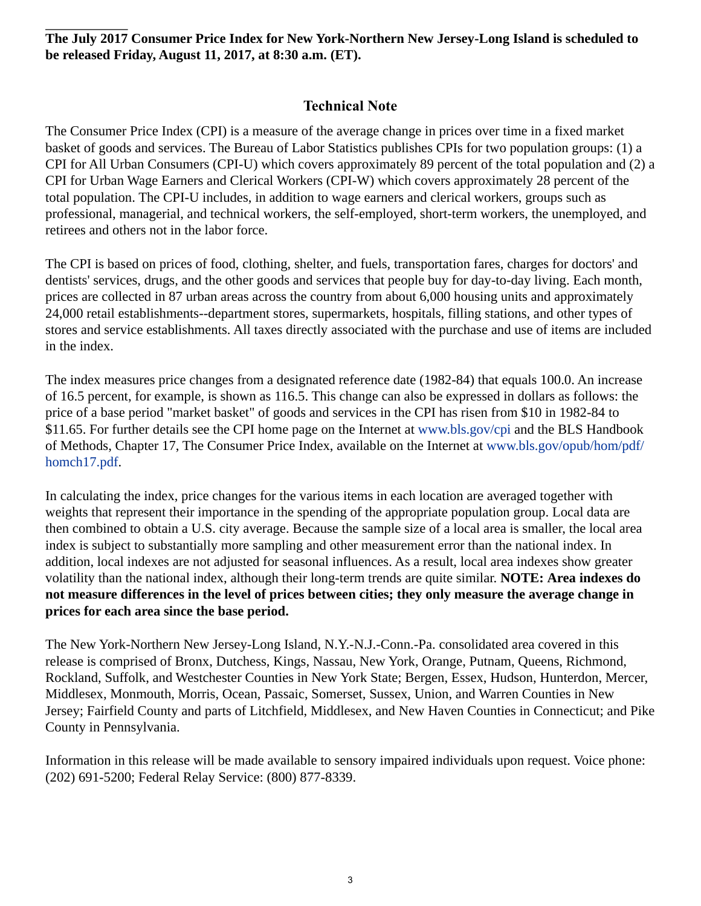**The July 2017 Consumer Price Index for New York-Northern New Jersey-Long Island is scheduled to be released Friday, August 11, 2017, at 8:30 a.m. (ET).**

## Technical Note

The Consumer Price Index (CPI) is a measure of the average change in prices over time in a fixed market basket of goods and services. The Bureau of Labor Statistics publishes CPIs for two population groups: (1) a CPI for All Urban Consumers (CPI-U) which covers approximately 89 percent of the total population and (2) a CPI for Urban Wage Earners and Clerical Workers (CPI-W) which covers approximately 28 percent of the total population. The CPI-U includes, in addition to wage earners and clerical workers, groups such as professional, managerial, and technical workers, the self-employed, short-term workers, the unemployed, and retirees and others not in the labor force.

The CPI is based on prices of food, clothing, shelter, and fuels, transportation fares, charges for doctors' and dentists' services, drugs, and the other goods and services that people buy for day-to-day living. Each month, prices are collected in 87 urban areas across the country from about 6,000 housing units and approximately 24,000 retail establishments--department stores, supermarkets, hospitals, filling stations, and other types of stores and service establishments. All taxes directly associated with the purchase and use of items are included in the index.

The index measures price changes from a designated reference date (1982-84) that equals 100.0. An increase of 16.5 percent, for example, is shown as 116.5. This change can also be expressed in dollars as follows: the price of a base period "market basket" of goods and services in the CPI has risen from $10 in 1982-84 to $11.65. For further details see the CPI home page on the Internet at www.bls.gov/cpi and the BLS Handbook of Methods, Chapter 17, The Consumer Price Index, available on the Internet at www.bls.gov/opub/hom/pdf/homch17.pdf.

In calculating the index, price changes for the various items in each location are averaged together with weights that represent their importance in the spending of the appropriate population group. Local data are then combined to obtain a U.S. city average. Because the sample size of a local area is smaller, the local area index is subject to substantially more sampling and other measurement error than the national index. In addition, local indexes are not adjusted for seasonal influences. As a result, local area indexes show greater volatility than the national index, although their long-term trends are quite similar. **NOTE: Area indexes do not measure differences in the level of prices between cities; they only measure the average change in prices for each area since the base period.**

The New York-Northern New Jersey-Long Island, N.Y.-N.J.-Conn.-Pa. consolidated area covered in this release is comprised of Bronx, Dutchess, Kings, Nassau, New York, Orange, Putnam, Queens, Richmond, Rockland, Suffolk, and Westchester Counties in New York State; Bergen, Essex, Hudson, Hunterdon, Mercer, Middlesex, Monmouth, Morris, Ocean, Passaic, Somerset, Sussex, Union, and Warren Counties in New Jersey; Fairfield County and parts of Litchfield, Middlesex, and New Haven Counties in Connecticut; and Pike County in Pennsylvania.

Information in this release will be made available to sensory impaired individuals upon request. Voice phone: (202) 691-5200; Federal Relay Service: (800) 877-8339.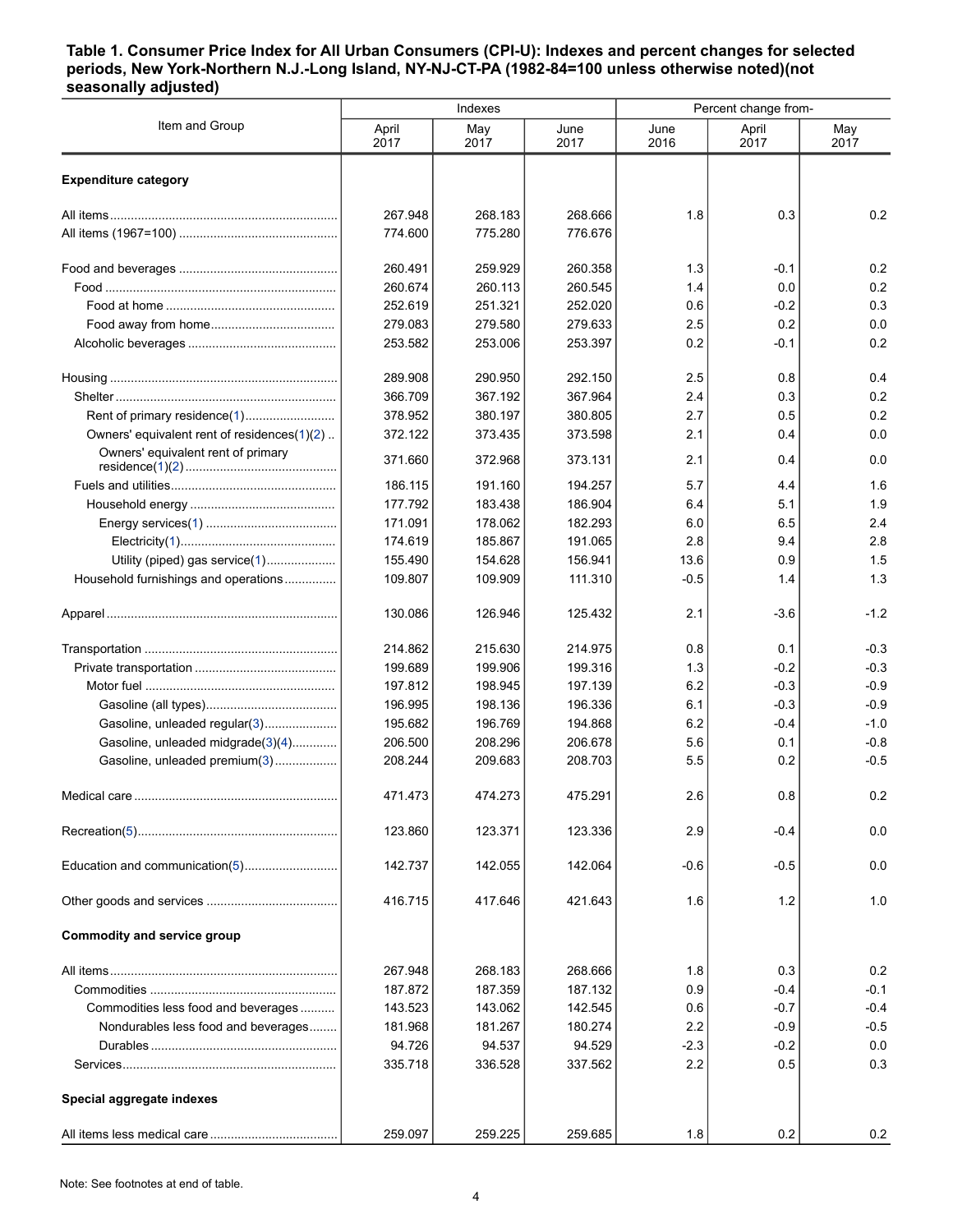**Table 1. Consumer Price Index for All Urban Consumers (CPI-U): Indexes and percent changes for selected periods, New York-Northern N.J.-Long Island, NY-NJ-CT-PA (1982-84=100 unless otherwise noted)(not seasonally adjusted)**

| Item and Group | Indexes | | | Percent change from- | | |
|---|---|---|---|---|---|---|
| | April 2017 | May 2017 | June 2017 | June 2016 | April 2017 | May 2017 |
| **Expenditure category** | | | | | | |
| All items | 267.948 | 268.183 | 268.666 | 1.8 | 0.3 | 0.2 |
| All items (1967=100) | 774.600 | 775.280 | 776.676 | | | |
| Food and beverages | 260.491 | 259.929 | 260.358 | 1.3 | -0.1 | 0.2 |
| Food | 260.674 | 260.113 | 260.545 | 1.4 | 0.0 | 0.2 |
| Food at home | 252.619 | 251.321 | 252.020 | 0.6 | -0.2 | 0.3 |
| Food away from home | 279.083 | 279.580 | 279.633 | 2.5 | 0.2 | 0.0 |
| Alcoholic beverages | 253.582 | 253.006 | 253.397 | 0.2 | -0.1 | 0.2 |
| Housing | 289.908 | 290.950 | 292.150 | 2.5 | 0.8 | 0.4 |
| Shelter | 366.709 | 367.192 | 367.964 | 2.4 | 0.3 | 0.2 |
| Rent of primary residence(1) | 378.952 | 380.197 | 380.805 | 2.7 | 0.5 | 0.2 |
| Owners' equivalent rent of residences(1)(2) | 372.122 | 373.435 | 373.598 | 2.1 | 0.4 | 0.0 |
| Owners' equivalent rent of primary residence(1)(2) | 371.660 | 372.968 | 373.131 | 2.1 | 0.4 | 0.0 |
| Fuels and utilities | 186.115 | 191.160 | 194.257 | 5.7 | 4.4 | 1.6 |
| Household energy | 177.792 | 183.438 | 186.904 | 6.4 | 5.1 | 1.9 |
| Energy services(1) | 171.091 | 178.062 | 182.293 | 6.0 | 6.5 | 2.4 |
| Electricity(1) | 174.619 | 185.867 | 191.065 | 2.8 | 9.4 | 2.8 |
| Utility (piped) gas service(1) | 155.490 | 154.628 | 156.941 | 13.6 | 0.9 | 1.5 |
| Household furnishings and operations | 109.807 | 109.909 | 111.310 | -0.5 | 1.4 | 1.3 |
| Apparel | 130.086 | 126.946 | 125.432 | 2.1 | -3.6 | -1.2 |
| Transportation | 214.862 | 215.630 | 214.975 | 0.8 | 0.1 | -0.3 |
| Private transportation | 199.689 | 199.906 | 199.316 | 1.3 | -0.2 | -0.3 |
| Motor fuel | 197.812 | 198.945 | 197.139 | 6.2 | -0.3 | -0.9 |
| Gasoline (all types) | 196.995 | 198.136 | 196.336 | 6.1 | -0.3 | -0.9 |
| Gasoline, unleaded regular(3) | 195.682 | 196.769 | 194.868 | 6.2 | -0.4 | -1.0 |
| Gasoline, unleaded midgrade(3)(4) | 206.500 | 208.296 | 206.678 | 5.6 | 0.1 | -0.8 |
| Gasoline, unleaded premium(3) | 208.244 | 209.683 | 208.703 | 5.5 | 0.2 | -0.5 |
| Medical care | 471.473 | 474.273 | 475.291 | 2.6 | 0.8 | 0.2 |
| Recreation(5) | 123.860 | 123.371 | 123.336 | 2.9 | -0.4 | 0.0 |
| Education and communication(5) | 142.737 | 142.055 | 142.064 | -0.6 | -0.5 | 0.0 |
| Other goods and services | 416.715 | 417.646 | 421.643 | 1.6 | 1.2 | 1.0 |
| **Commodity and service group** | | | | | | |
| All items | 267.948 | 268.183 | 268.666 | 1.8 | 0.3 | 0.2 |
| Commodities | 187.872 | 187.359 | 187.132 | 0.9 | -0.4 | -0.1 |
| Commodities less food and beverages | 143.523 | 143.062 | 142.545 | 0.6 | -0.7 | -0.4 |
| Nondurables less food and beverages | 181.968 | 181.267 | 180.274 | 2.2 | -0.9 | -0.5 |
| Durables | 94.726 | 94.537 | 94.529 | -2.3 | -0.2 | 0.0 |
| Services | 335.718 | 336.528 | 337.562 | 2.2 | 0.5 | 0.3 |
| **Special aggregate indexes** | | | | | | |
| All items less medical care | 259.097 | 259.225 | 259.685 | 1.8 | 0.2 | 0.2 |

Note: See footnotes at end of table.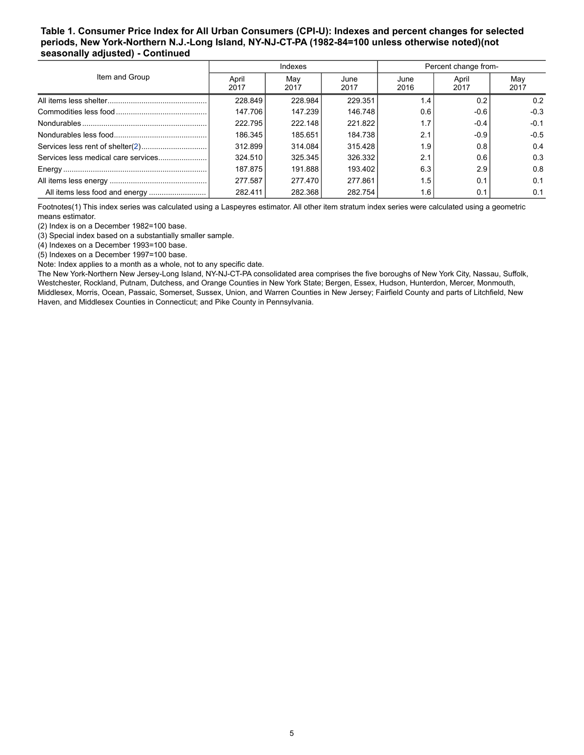**Table 1. Consumer Price Index for All Urban Consumers (CPI-U): Indexes and percent changes for selected periods, New York-Northern N.J.-Long Island, NY-NJ-CT-PA (1982-84=100 unless otherwise noted)(not seasonally adjusted) - Continued**

| Item and Group | Indexes | | | Percent change from- | | |
|---|---|---|---|---|---|---|
| | April 2017 | May 2017 | June 2017 | June 2016 | April 2017 | May 2017 |
| All items less shelter | 228.849 | 228.984 | 229.351 | 1.4 | 0.2 | 0.2 |
| Commodities less food | 147.706 | 147.239 | 146.748 | 0.6 | -0.6 | -0.3 |
| Nondurables | 222.795 | 222.148 | 221.822 | 1.7 | -0.4 | -0.1 |
| Nondurables less food | 186.345 | 185.651 | 184.738 | 2.1 | -0.9 | -0.5 |
| Services less rent of shelter(2) | 312.899 | 314.084 | 315.428 | 1.9 | 0.8 | 0.4 |
| Services less medical care services | 324.510 | 325.345 | 326.332 | 2.1 | 0.6 | 0.3 |
| Energy | 187.875 | 191.888 | 193.402 | 6.3 | 2.9 | 0.8 |
| All items less energy | 277.587 | 277.470 | 277.861 | 1.5 | 0.1 | 0.1 |
| All items less food and energy | 282.411 | 282.368 | 282.754 | 1.6 | 0.1 | 0.1 |

Footnotes(1) This index series was calculated using a Laspeyres estimator. All other item stratum index series were calculated using a geometric means estimator.
(2) Index is on a December 1982=100 base.
(3) Special index based on a substantially smaller sample.
(4) Indexes on a December 1993=100 base.
(5) Indexes on a December 1997=100 base.
Note: Index applies to a month as a whole, not to any specific date.
The New York-Northern New Jersey-Long Island, NY-NJ-CT-PA consolidated area comprises the five boroughs of New York City, Nassau, Suffolk, Westchester, Rockland, Putnam, Dutchess, and Orange Counties in New York State; Bergen, Essex, Hudson, Hunterdon, Mercer, Monmouth, Middlesex, Morris, Ocean, Passaic, Somerset, Sussex, Union, and Warren Counties in New Jersey; Fairfield County and parts of Litchfield, New Haven, and Middlesex Counties in Connecticut; and Pike County in Pennsylvania.